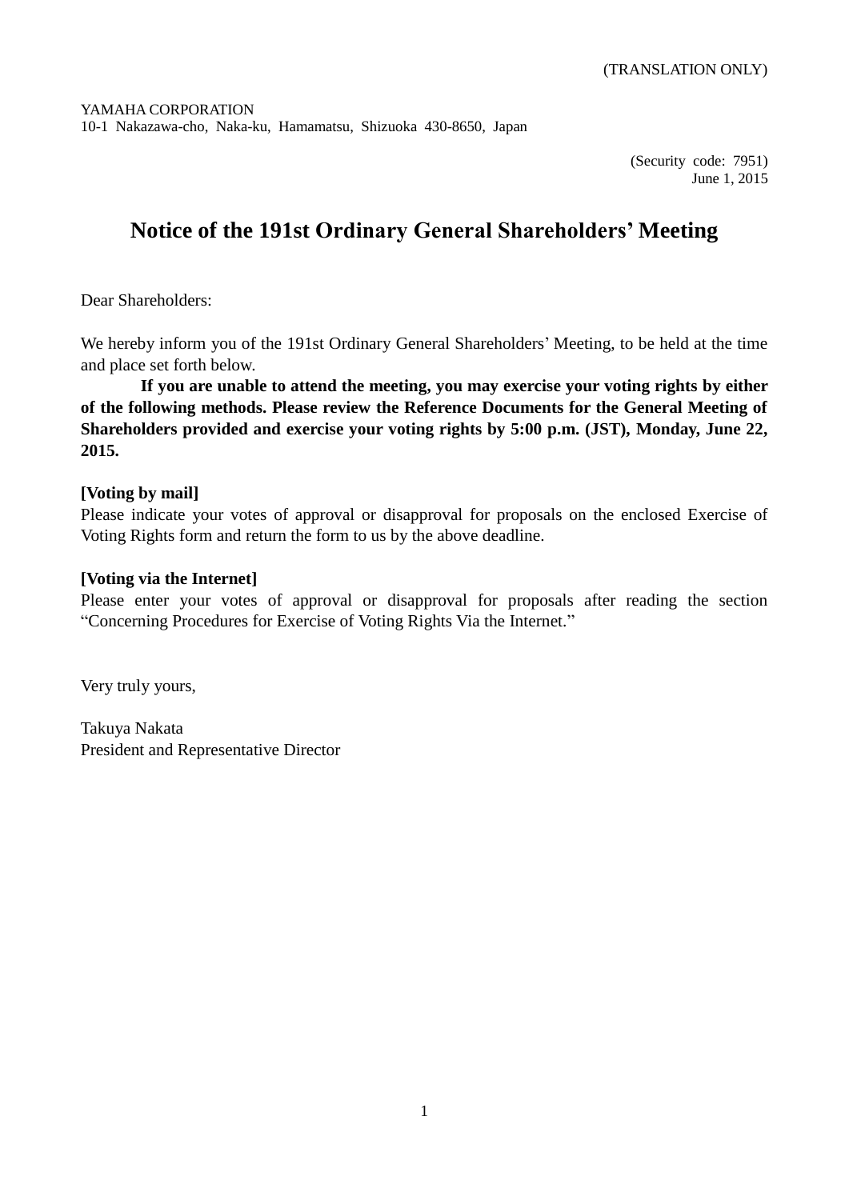(TRANSLATION ONLY)

YAMAHA CORPORATION
10-1 Nakazawa-cho, Naka-ku, Hamamatsu, Shizuoka 430-8650, Japan

(Security code: 7951)
June 1, 2015

# Notice of the 191st Ordinary General Shareholders' Meeting

Dear Shareholders:

We hereby inform you of the 191st Ordinary General Shareholders' Meeting, to be held at the time and place set forth below.

**If you are unable to attend the meeting, you may exercise your voting rights by either of the following methods. Please review the Reference Documents for the General Meeting of Shareholders provided and exercise your voting rights by 5:00 p.m. (JST), Monday, June 22, 2015.**

**[Voting by mail]**
Please indicate your votes of approval or disapproval for proposals on the enclosed Exercise of Voting Rights form and return the form to us by the above deadline.

**[Voting via the Internet]**
Please enter your votes of approval or disapproval for proposals after reading the section "Concerning Procedures for Exercise of Voting Rights Via the Internet."

Very truly yours,

Takuya Nakata
President and Representative Director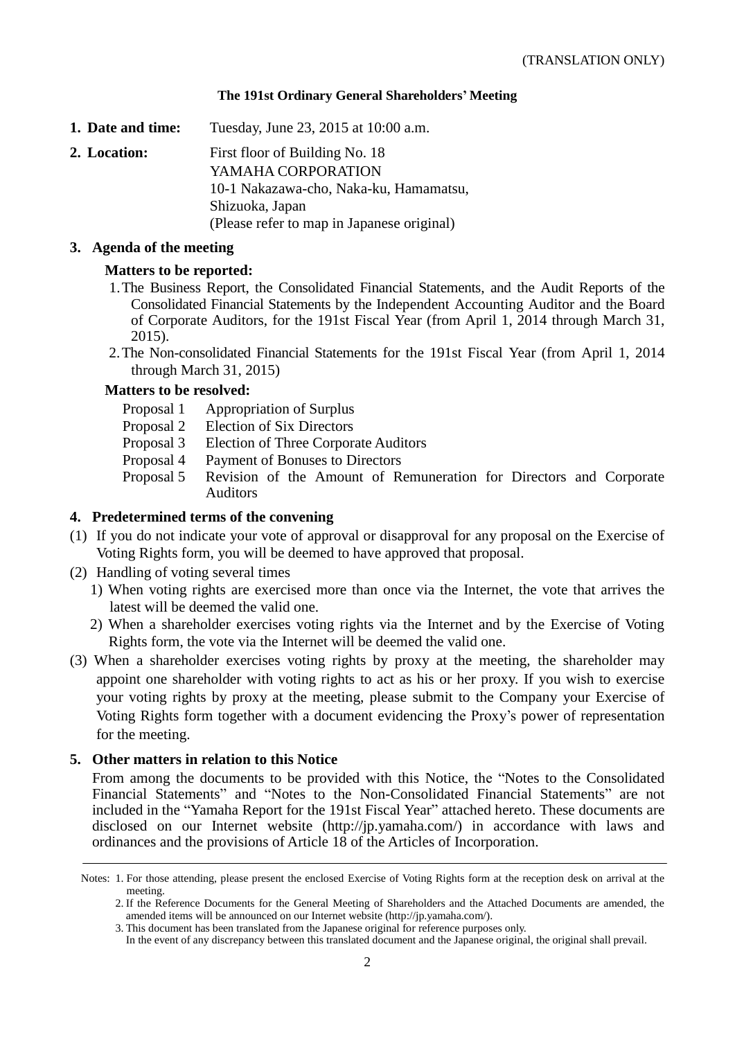(TRANSLATION ONLY)

**The 191st Ordinary General Shareholders' Meeting**

1. **Date and time:** Tuesday, June 23, 2015 at 10:00 a.m.

2. **Location:** First floor of Building No. 18
   YAMAHA CORPORATION
   10-1 Nakazawa-cho, Naka-ku, Hamamatsu,
   Shizuoka, Japan
   (Please refer to map in Japanese original)

3. **Agenda of the meeting**

   **Matters to be reported:**

   1. The Business Report, the Consolidated Financial Statements, and the Audit Reports of the Consolidated Financial Statements by the Independent Accounting Auditor and the Board of Corporate Auditors, for the 191st Fiscal Year (from April 1, 2014 through March 31, 2015).
   2. The Non-consolidated Financial Statements for the 191st Fiscal Year (from April 1, 2014 through March 31, 2015)

   **Matters to be resolved:**

   Proposal 1 Appropriation of Surplus
   Proposal 2 Election of Six Directors
   Proposal 3 Election of Three Corporate Auditors
   Proposal 4 Payment of Bonuses to Directors
   Proposal 5 Revision of the Amount of Remuneration for Directors and Corporate Auditors

4. **Predetermined terms of the convening**

(1) If you do not indicate your vote of approval or disapproval for any proposal on the Exercise of Voting Rights form, you will be deemed to have approved that proposal.

(2) Handling of voting several times

   1) When voting rights are exercised more than once via the Internet, the vote that arrives the latest will be deemed the valid one.

   2) When a shareholder exercises voting rights via the Internet and by the Exercise of Voting Rights form, the vote via the Internet will be deemed the valid one.

(3) When a shareholder exercises voting rights by proxy at the meeting, the shareholder may appoint one shareholder with voting rights to act as his or her proxy. If you wish to exercise your voting rights by proxy at the meeting, please submit to the Company your Exercise of Voting Rights form together with a document evidencing the Proxy's power of representation for the meeting.

5. **Other matters in relation to this Notice**

   From among the documents to be provided with this Notice, the "Notes to the Consolidated Financial Statements" and "Notes to the Non-Consolidated Financial Statements" are not included in the "Yamaha Report for the 191st Fiscal Year" attached hereto. These documents are disclosed on our Internet website (http://jp.yamaha.com/) in accordance with laws and ordinances and the provisions of Article 18 of the Articles of Incorporation.

---

Notes: 1. For those attending, please present the enclosed Exercise of Voting Rights form at the reception desk on arrival at the meeting.

2. If the Reference Documents for the General Meeting of Shareholders and the Attached Documents are amended, the amended items will be announced on our Internet website (http://jp.yamaha.com/).

3. This document has been translated from the Japanese original for reference purposes only.
   In the event of any discrepancy between this translated document and the Japanese original, the original shall prevail.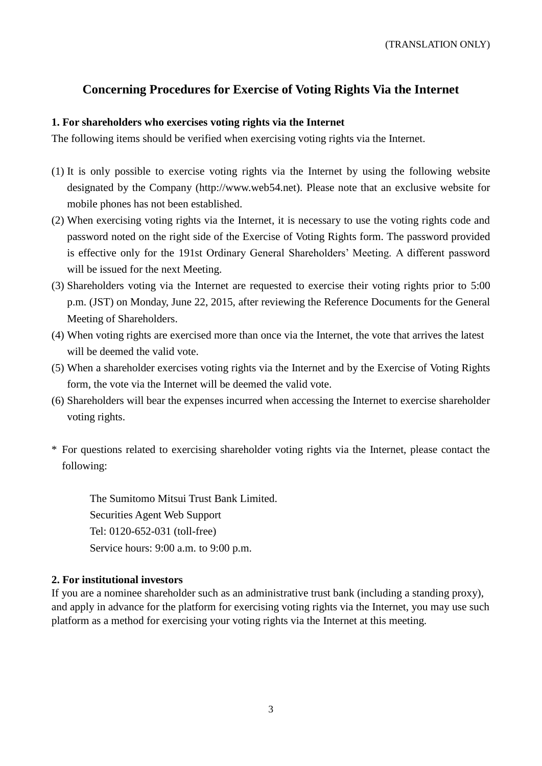(TRANSLATION ONLY)

## Concerning Procedures for Exercise of Voting Rights Via the Internet

**1. For shareholders who exercises voting rights via the Internet**

The following items should be verified when exercising voting rights via the Internet.

(1) It is only possible to exercise voting rights via the Internet by using the following website designated by the Company (http://www.web54.net). Please note that an exclusive website for mobile phones has not been established.

(2) When exercising voting rights via the Internet, it is necessary to use the voting rights code and password noted on the right side of the Exercise of Voting Rights form. The password provided is effective only for the 191st Ordinary General Shareholders' Meeting. A different password will be issued for the next Meeting.

(3) Shareholders voting via the Internet are requested to exercise their voting rights prior to 5:00 p.m. (JST) on Monday, June 22, 2015, after reviewing the Reference Documents for the General Meeting of Shareholders.

(4) When voting rights are exercised more than once via the Internet, the vote that arrives the latest will be deemed the valid vote.

(5) When a shareholder exercises voting rights via the Internet and by the Exercise of Voting Rights form, the vote via the Internet will be deemed the valid vote.

(6) Shareholders will bear the expenses incurred when accessing the Internet to exercise shareholder voting rights.

\* For questions related to exercising shareholder voting rights via the Internet, please contact the following:

The Sumitomo Mitsui Trust Bank Limited.
Securities Agent Web Support
Tel: 0120-652-031 (toll-free)
Service hours: 9:00 a.m. to 9:00 p.m.

**2. For institutional investors**

If you are a nominee shareholder such as an administrative trust bank (including a standing proxy), and apply in advance for the platform for exercising voting rights via the Internet, you may use such platform as a method for exercising your voting rights via the Internet at this meeting.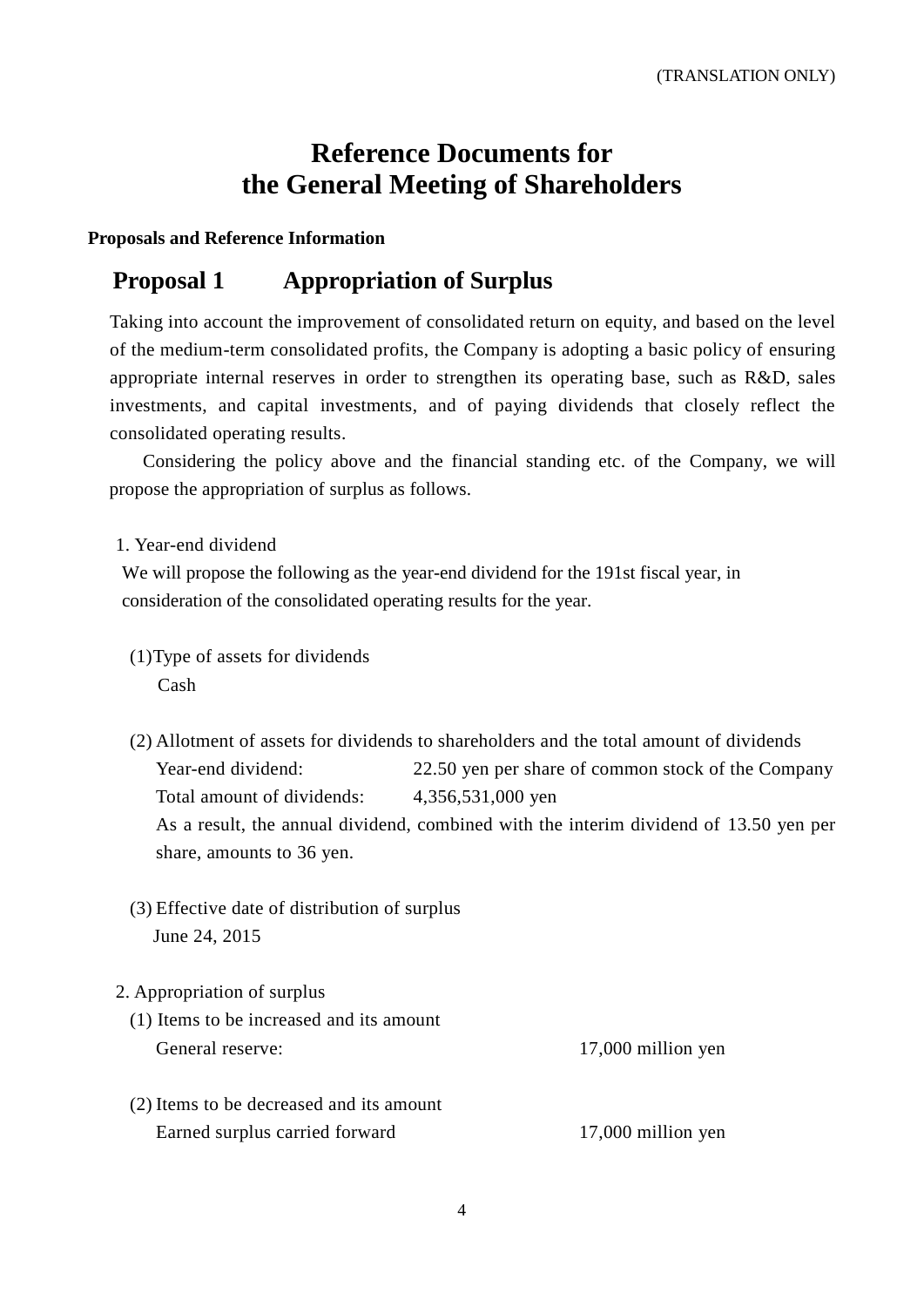(TRANSLATION ONLY)

# Reference Documents for the General Meeting of Shareholders

**Proposals and Reference Information**

## Proposal 1 Appropriation of Surplus

Taking into account the improvement of consolidated return on equity, and based on the level of the medium-term consolidated profits, the Company is adopting a basic policy of ensuring appropriate internal reserves in order to strengthen its operating base, such as R&D, sales investments, and capital investments, and of paying dividends that closely reflect the consolidated operating results.

Considering the policy above and the financial standing etc. of the Company, we will propose the appropriation of surplus as follows.

1. Year-end dividend

We will propose the following as the year-end dividend for the 191st fiscal year, in consideration of the consolidated operating results for the year.

(1) Type of assets for dividends

Cash

(2) Allotment of assets for dividends to shareholders and the total amount of dividends

Year-end dividend: 22.50 yen per share of common stock of the Company

Total amount of dividends: 4,356,531,000 yen

As a result, the annual dividend, combined with the interim dividend of 13.50 yen per share, amounts to 36 yen.

(3) Effective date of distribution of surplus

June 24, 2015

2. Appropriation of surplus

(1) Items to be increased and its amount

General reserve: 17,000 million yen

(2) Items to be decreased and its amount

Earned surplus carried forward 17,000 million yen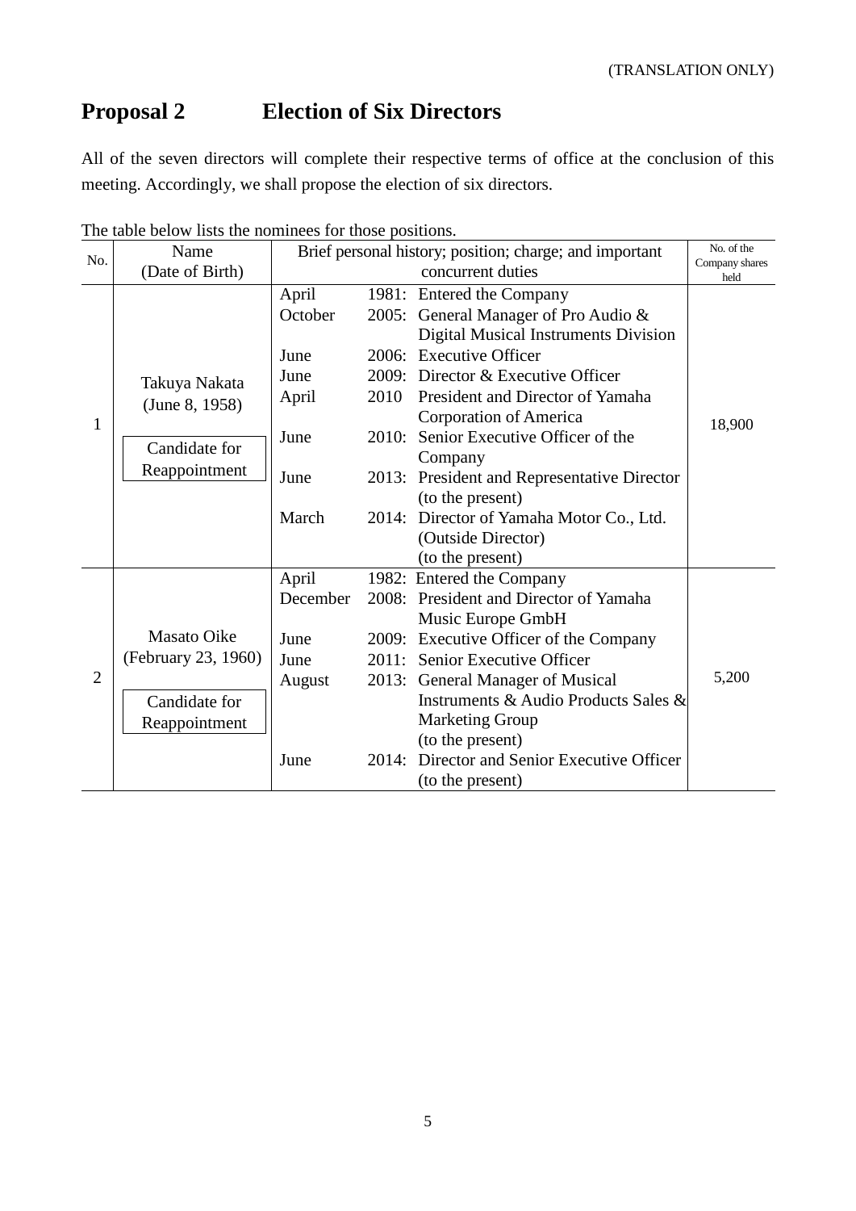(TRANSLATION ONLY)

# Proposal 2 Election of Six Directors

All of the seven directors will complete their respective terms of office at the conclusion of this meeting. Accordingly, we shall propose the election of six directors.

The table below lists the nominees for those positions.

| No. | Name (Date of Birth) | Brief personal history; position; charge; and important concurrent duties | No. of the Company shares held |
|---|---|---|---|
| 1 | Takuya Nakata (June 8, 1958) Candidate for Reappointment | April 1981: Entered the Company<br>October 2005: General Manager of Pro Audio & Digital Musical Instruments Division<br>June 2006: Executive Officer<br>June 2009: Director & Executive Officer<br>April 2010 President and Director of Yamaha Corporation of America<br>June 2010: Senior Executive Officer of the Company<br>June 2013: President and Representative Director (to the present)<br>March 2014: Director of Yamaha Motor Co., Ltd. (Outside Director) (to the present) | 18,900 |
| 2 | Masato Oike (February 23, 1960) Candidate for Reappointment | April 1982: Entered the Company<br>December 2008: President and Director of Yamaha Music Europe GmbH<br>June 2009: Executive Officer of the Company<br>June 2011: Senior Executive Officer<br>August 2013: General Manager of Musical Instruments & Audio Products Sales & Marketing Group (to the present)<br>June 2014: Director and Senior Executive Officer (to the present) | 5,200 |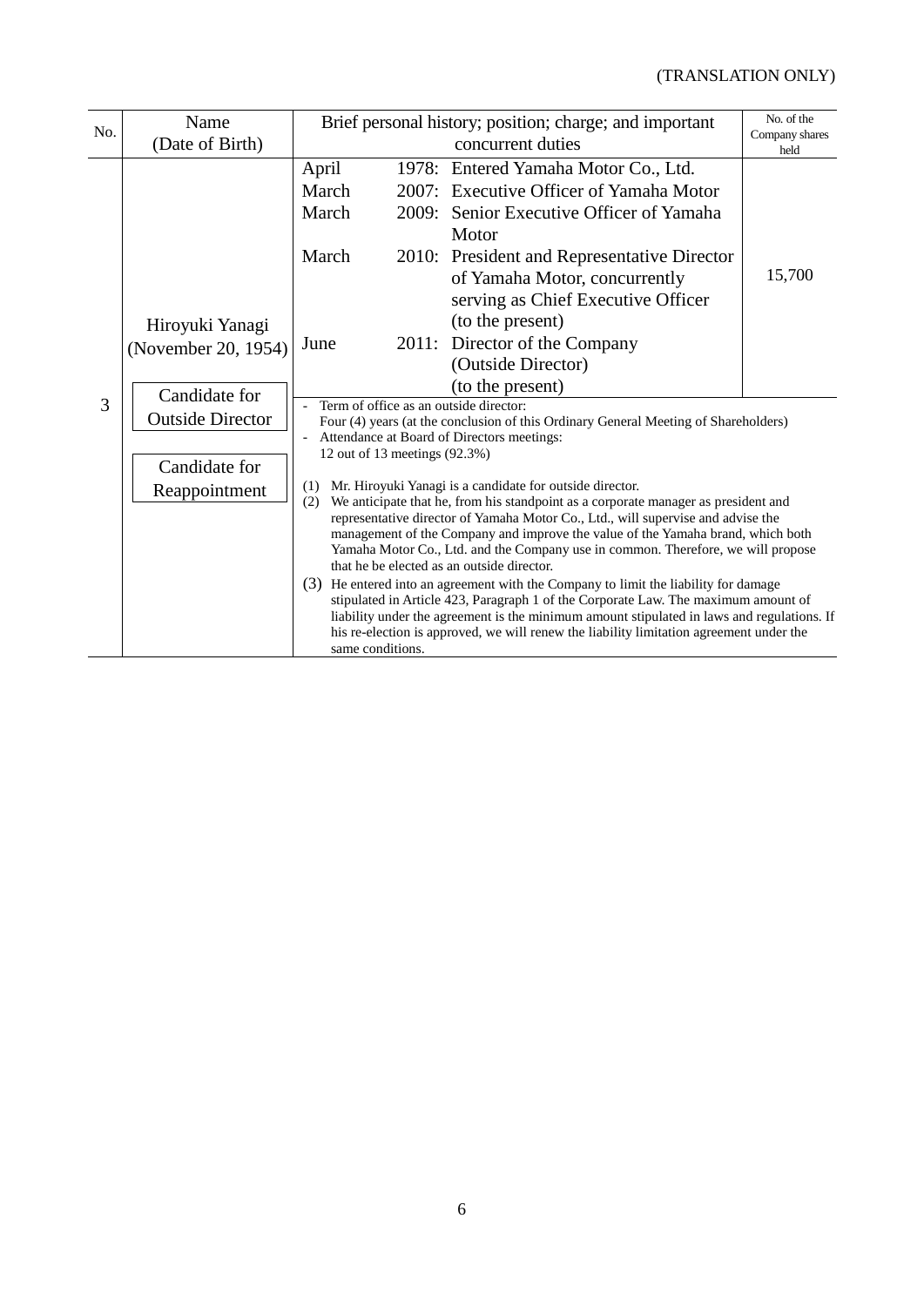(TRANSLATION ONLY)

| No. | Name (Date of Birth) | Brief personal history; position; charge; and important concurrent duties | No. of the Company shares held |
|---|---|---|---|
| 3 | Hiroyuki Yanagi (November 20, 1954)<br><br>Candidate for Outside Director<br><br>Candidate for Reappointment | April 1978: Entered Yamaha Motor Co., Ltd.<br>March 2007: Executive Officer of Yamaha Motor<br>March 2009: Senior Executive Officer of Yamaha Motor<br>March 2010: President and Representative Director of Yamaha Motor, concurrently serving as Chief Executive Officer (to the present)<br>June 2011: Director of the Company (Outside Director) (to the present) | 15,700 |
| | | - Term of office as an outside director:<br>Four (4) years (at the conclusion of this Ordinary General Meeting of Shareholders)<br>- Attendance at Board of Directors meetings:<br>12 out of 13 meetings (92.3%)<br><br>(1) Mr. Hiroyuki Yanagi is a candidate for outside director.<br>(2) We anticipate that he, from his standpoint as a corporate manager as president and representative director of Yamaha Motor Co., Ltd., will supervise and advise the management of the Company and improve the value of the Yamaha brand, which both Yamaha Motor Co., Ltd. and the Company use in common. Therefore, we will propose that he be elected as an outside director.<br>(3) He entered into an agreement with the Company to limit the liability for damage stipulated in Article 423, Paragraph 1 of the Corporate Law. The maximum amount of liability under the agreement is the minimum amount stipulated in laws and regulations. If his re-election is approved, we will renew the liability limitation agreement under the same conditions. | |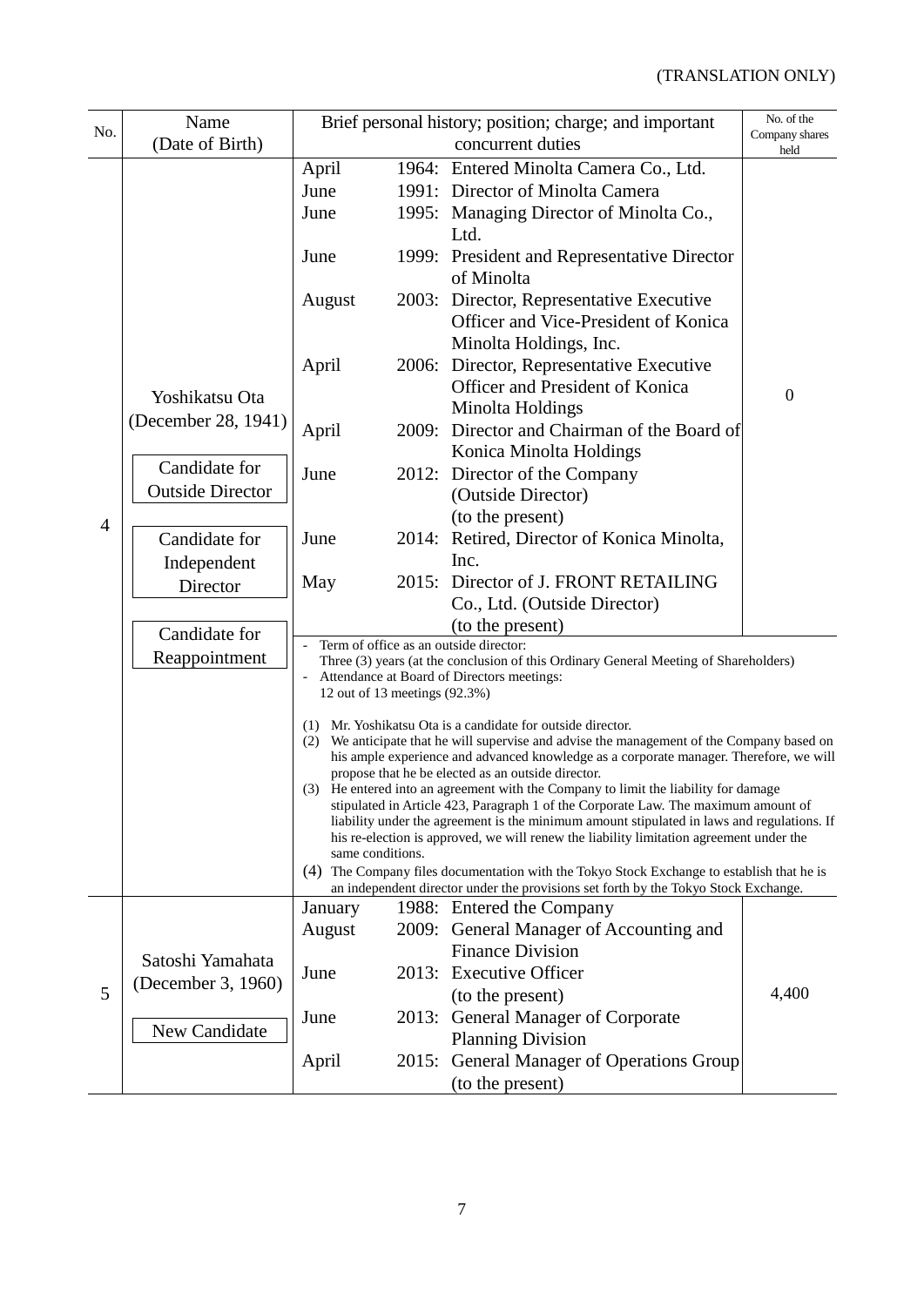(TRANSLATION ONLY)

| No. | Name (Date of Birth) | Brief personal history; position; charge; and important concurrent duties | No. of the Company shares held |
|---|---|---|---|
| 4 | Yoshikatsu Ota (December 28, 1941)<br><br>Candidate for Outside Director<br><br>Candidate for Independent Director<br><br>Candidate for Reappointment | April 1964: Entered Minolta Camera Co., Ltd.<br>June 1991: Director of Minolta Camera<br>June 1995: Managing Director of Minolta Co., Ltd.<br>June 1999: President and Representative Director of Minolta<br>August 2003: Director, Representative Executive Officer and Vice-President of Konica Minolta Holdings, Inc.<br>April 2006: Director, Representative Executive Officer and President of Konica Minolta Holdings<br>April 2009: Director and Chairman of the Board of Konica Minolta Holdings<br>June 2012: Director of the Company (Outside Director) (to the present)<br>June 2014: Retired, Director of Konica Minolta, Inc.<br>May 2015: Director of J. FRONT RETAILING Co., Ltd. (Outside Director) (to the present) | 0 |
| | | - Term of office as an outside director: Three (3) years (at the conclusion of this Ordinary General Meeting of Shareholders)<br>- Attendance at Board of Directors meetings: 12 out of 13 meetings (92.3%)<br><br>(1) Mr. Yoshikatsu Ota is a candidate for outside director.<br>(2) We anticipate that he will supervise and advise the management of the Company based on his ample experience and advanced knowledge as a corporate manager. Therefore, we will propose that he be elected as an outside director.<br>(3) He entered into an agreement with the Company to limit the liability for damage stipulated in Article 423, Paragraph 1 of the Corporate Law. The maximum amount of liability under the agreement is the minimum amount stipulated in laws and regulations. If his re-election is approved, we will renew the liability limitation agreement under the same conditions.<br>(4) The Company files documentation with the Tokyo Stock Exchange to establish that he is an independent director under the provisions set forth by the Tokyo Stock Exchange. | |
| 5 | Satoshi Yamahata (December 3, 1960)<br><br>New Candidate | January 1988: Entered the Company<br>August 2009: General Manager of Accounting and Finance Division<br>June 2013: Executive Officer (to the present)<br>June 2013: General Manager of Corporate Planning Division<br>April 2015: General Manager of Operations Group (to the present) | 4,400 |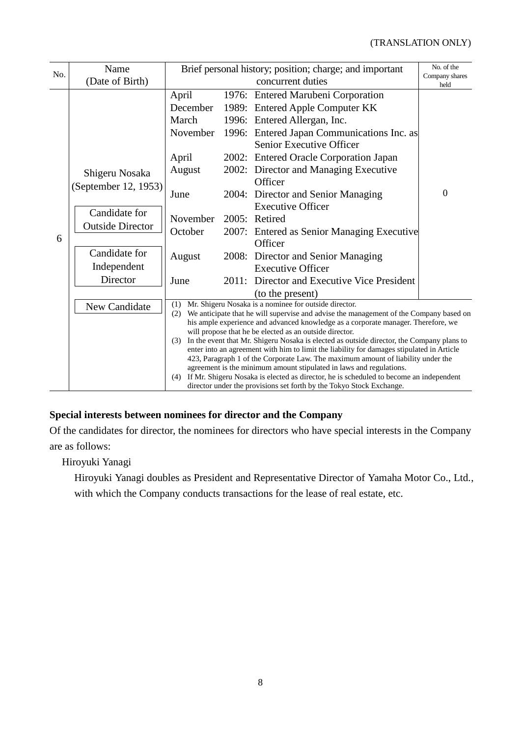(TRANSLATION ONLY)

| No. | Name (Date of Birth) | Brief personal history; position; charge; and important concurrent duties | No. of the Company shares held |
|---|---|---|---|
| 6 | Shigeru Nosaka (September 12, 1953)<br><br>Candidate for Outside Director<br><br>Candidate for Independent Director<br><br>New Candidate | April 1976: Entered Marubeni Corporation<br>December 1989: Entered Apple Computer KK<br>March 1996: Entered Allergan, Inc.<br>November 1996: Entered Japan Communications Inc. as Senior Executive Officer<br>April 2002: Entered Oracle Corporation Japan<br>August 2002: Director and Managing Executive Officer<br>June 2004: Director and Senior Managing Executive Officer<br>November 2005: Retired<br>October 2007: Entered as Senior Managing Executive Officer<br>August 2008: Director and Senior Managing Executive Officer<br>June 2011: Director and Executive Vice President (to the present) | 0 |
| | | (1) Mr. Shigeru Nosaka is a nominee for outside director.<br>(2) We anticipate that he will supervise and advise the management of the Company based on his ample experience and advanced knowledge as a corporate manager. Therefore, we will propose that he be elected as an outside director.<br>(3) In the event that Mr. Shigeru Nosaka is elected as outside director, the Company plans to enter into an agreement with him to limit the liability for damages stipulated in Article 423, Paragraph 1 of the Corporate Law. The maximum amount of liability under the agreement is the minimum amount stipulated in laws and regulations.<br>(4) If Mr. Shigeru Nosaka is elected as director, he is scheduled to become an independent director under the provisions set forth by the Tokyo Stock Exchange. | |

**Special interests between nominees for director and the Company**

Of the candidates for director, the nominees for directors who have special interests in the Company are as follows:

Hiroyuki Yanagi

Hiroyuki Yanagi doubles as President and Representative Director of Yamaha Motor Co., Ltd., with which the Company conducts transactions for the lease of real estate, etc.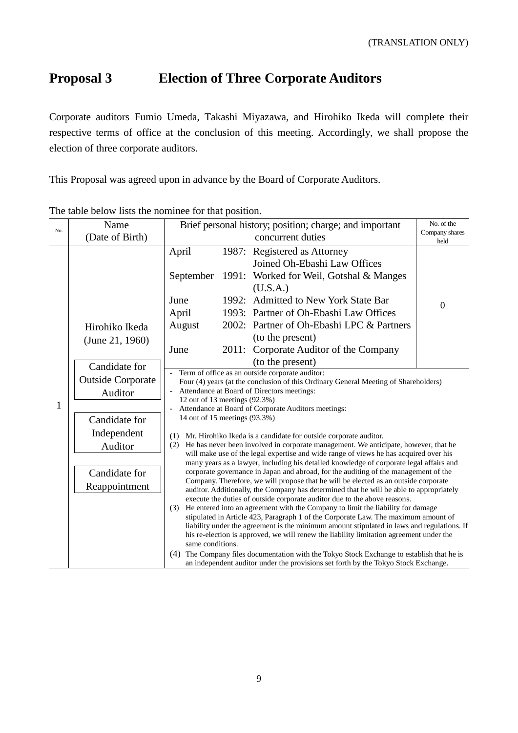(TRANSLATION ONLY)

# Proposal 3　　Election of Three Corporate Auditors

Corporate auditors Fumio Umeda, Takashi Miyazawa, and Hirohiko Ikeda will complete their respective terms of office at the conclusion of this meeting. Accordingly, we shall propose the election of three corporate auditors.

This Proposal was agreed upon in advance by the Board of Corporate Auditors.

The table below lists the nominee for that position.

| No. | Name (Date of Birth) | Brief personal history; position; charge; and important concurrent duties | No. of the Company shares held |
|---|---|---|---|
| 1 | Hirohiko Ikeda (June 21, 1960)<br><br>Candidate for Outside Corporate Auditor<br><br>Candidate for Independent Auditor<br><br>Candidate for Reappointment | April 1987: Registered as Attorney<br>Joined Oh-Ebashi Law Offices<br>September 1991: Worked for Weil, Gotshal & Manges (U.S.A.)<br>June 1992: Admitted to New York State Bar<br>April 1993: Partner of Oh-Ebashi Law Offices<br>August 2002: Partner of Oh-Ebashi LPC & Partners (to the present)<br>June 2011: Corporate Auditor of the Company (to the present) | 0 |
| | | - Term of office as an outside corporate auditor:<br>Four (4) years (at the conclusion of this Ordinary General Meeting of Shareholders)<br>- Attendance at Board of Directors meetings:<br>12 out of 13 meetings (92.3%)<br>- Attendance at Board of Corporate Auditors meetings:<br>14 out of 15 meetings (93.3%)<br><br>(1) Mr. Hirohiko Ikeda is a candidate for outside corporate auditor.<br>(2) He has never been involved in corporate management. We anticipate, however, that he will make use of the legal expertise and wide range of views he has acquired over his many years as a lawyer, including his detailed knowledge of corporate legal affairs and corporate governance in Japan and abroad, for the auditing of the management of the Company. Therefore, we will propose that he will be elected as an outside corporate auditor. Additionally, the Company has determined that he will be able to appropriately execute the duties of outside corporate auditor due to the above reasons.<br>(3) He entered into an agreement with the Company to limit the liability for damage stipulated in Article 423, Paragraph 1 of the Corporate Law. The maximum amount of liability under the agreement is the minimum amount stipulated in laws and regulations. If his re-election is approved, we will renew the liability limitation agreement under the same conditions.<br>(4) The Company files documentation with the Tokyo Stock Exchange to establish that he is an independent auditor under the provisions set forth by the Tokyo Stock Exchange. | |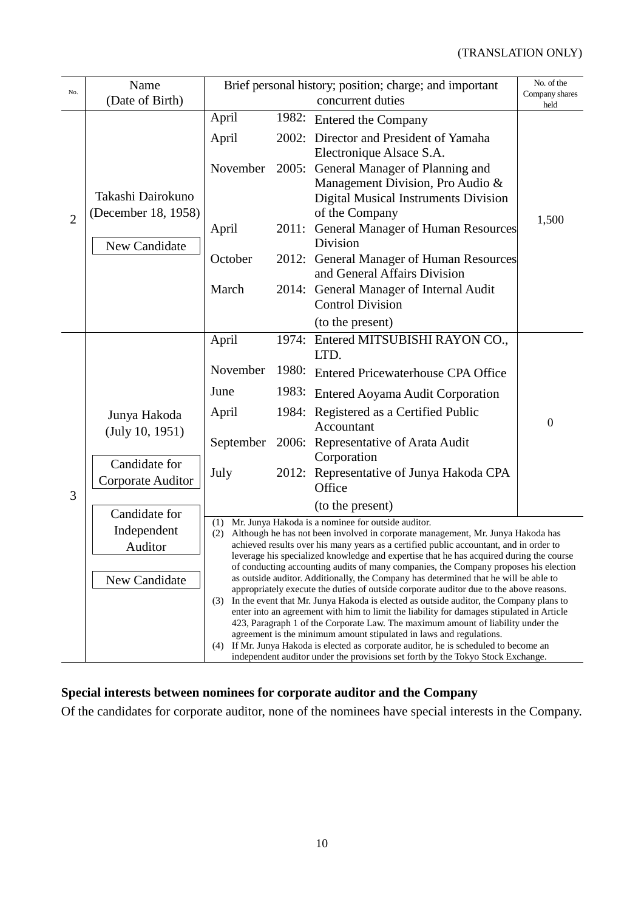(TRANSLATION ONLY)

| No. | Name (Date of Birth) | Brief personal history; position; charge; and important concurrent duties | No. of the Company shares held |
|---|---|---|---|
| 2 | Takashi Dairokuno (December 18, 1958)<br><br>New Candidate | April 1982: Entered the Company<br>April 2002: Director and President of Yamaha Electronique Alsace S.A.<br>November 2005: General Manager of Planning and Management Division, Pro Audio & Digital Musical Instruments Division of the Company<br>April 2011: General Manager of Human Resources Division<br>October 2012: General Manager of Human Resources and General Affairs Division<br>March 2014: General Manager of Internal Audit Control Division<br>(to the present) | 1,500 |
| 3 | Junya Hakoda (July 10, 1951)<br><br>Candidate for Corporate Auditor<br><br>Candidate for Independent Auditor<br><br>New Candidate | April 1974: Entered MITSUBISHI RAYON CO., LTD.<br>November 1980: Entered Pricewaterhouse CPA Office<br>June 1983: Entered Aoyama Audit Corporation<br>April 1984: Registered as a Certified Public Accountant<br>September 2006: Representative of Arata Audit Corporation<br>July 2012: Representative of Junya Hakoda CPA Office<br>(to the present)<br><br>(1) Mr. Junya Hakoda is a nominee for outside auditor.<br>(2) Although he has not been involved in corporate management, Mr. Junya Hakoda has achieved results over his many years as a certified public accountant, and in order to leverage his specialized knowledge and expertise that he has acquired during the course of conducting accounting audits of many companies, the Company proposes his election as outside auditor. Additionally, the Company has determined that he will be able to appropriately execute the duties of outside corporate auditor due to the above reasons.<br>(3) In the event that Mr. Junya Hakoda is elected as outside auditor, the Company plans to enter into an agreement with him to limit the liability for damages stipulated in Article 423, Paragraph 1 of the Corporate Law. The maximum amount of liability under the agreement is the minimum amount stipulated in laws and regulations.<br>(4) If Mr. Junya Hakoda is elected as corporate auditor, he is scheduled to become an independent auditor under the provisions set forth by the Tokyo Stock Exchange. | 0 |

**Special interests between nominees for corporate auditor and the Company**

Of the candidates for corporate auditor, none of the nominees have special interests in the Company.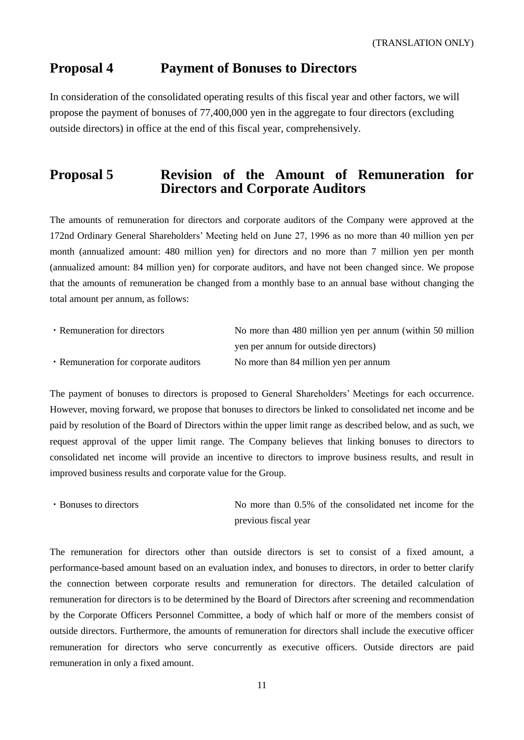(TRANSLATION ONLY)

## Proposal 4 Payment of Bonuses to Directors

In consideration of the consolidated operating results of this fiscal year and other factors, we will propose the payment of bonuses of 77,400,000 yen in the aggregate to four directors (excluding outside directors) in office at the end of this fiscal year, comprehensively.

## Proposal 5 Revision of the Amount of Remuneration for Directors and Corporate Auditors

The amounts of remuneration for directors and corporate auditors of the Company were approved at the 172nd Ordinary General Shareholders' Meeting held on June 27, 1996 as no more than 40 million yen per month (annualized amount: 480 million yen) for directors and no more than 7 million yen per month (annualized amount: 84 million yen) for corporate auditors, and have not been changed since. We propose that the amounts of remuneration be changed from a monthly base to an annual base without changing the total amount per annum, as follows:

| | |
|---|---|
| ・Remuneration for directors | No more than 480 million yen per annum (within 50 million yen per annum for outside directors) |
| ・Remuneration for corporate auditors | No more than 84 million yen per annum |

The payment of bonuses to directors is proposed to General Shareholders' Meetings for each occurrence. However, moving forward, we propose that bonuses to directors be linked to consolidated net income and be paid by resolution of the Board of Directors within the upper limit range as described below, and as such, we request approval of the upper limit range. The Company believes that linking bonuses to directors to consolidated net income will provide an incentive to directors to improve business results, and result in improved business results and corporate value for the Group.

| | |
|---|---|
| ・Bonuses to directors | No more than 0.5% of the consolidated net income for the previous fiscal year |

The remuneration for directors other than outside directors is set to consist of a fixed amount, a performance-based amount based on an evaluation index, and bonuses to directors, in order to better clarify the connection between corporate results and remuneration for directors. The detailed calculation of remuneration for directors is to be determined by the Board of Directors after screening and recommendation by the Corporate Officers Personnel Committee, a body of which half or more of the members consist of outside directors. Furthermore, the amounts of remuneration for directors shall include the executive officer remuneration for directors who serve concurrently as executive officers. Outside directors are paid remuneration in only a fixed amount.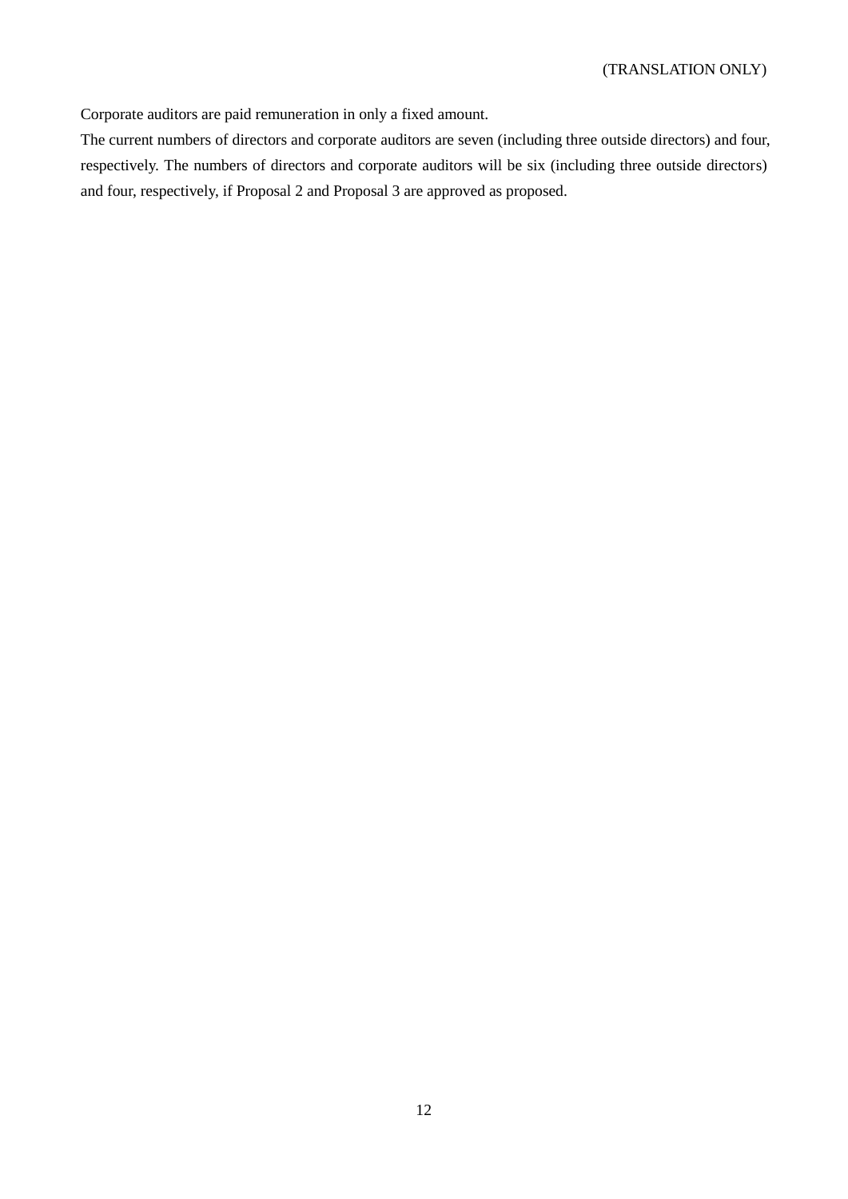Corporate auditors are paid remuneration in only a fixed amount.

The current numbers of directors and corporate auditors are seven (including three outside directors) and four, respectively. The numbers of directors and corporate auditors will be six (including three outside directors) and four, respectively, if Proposal 2 and Proposal 3 are approved as proposed.